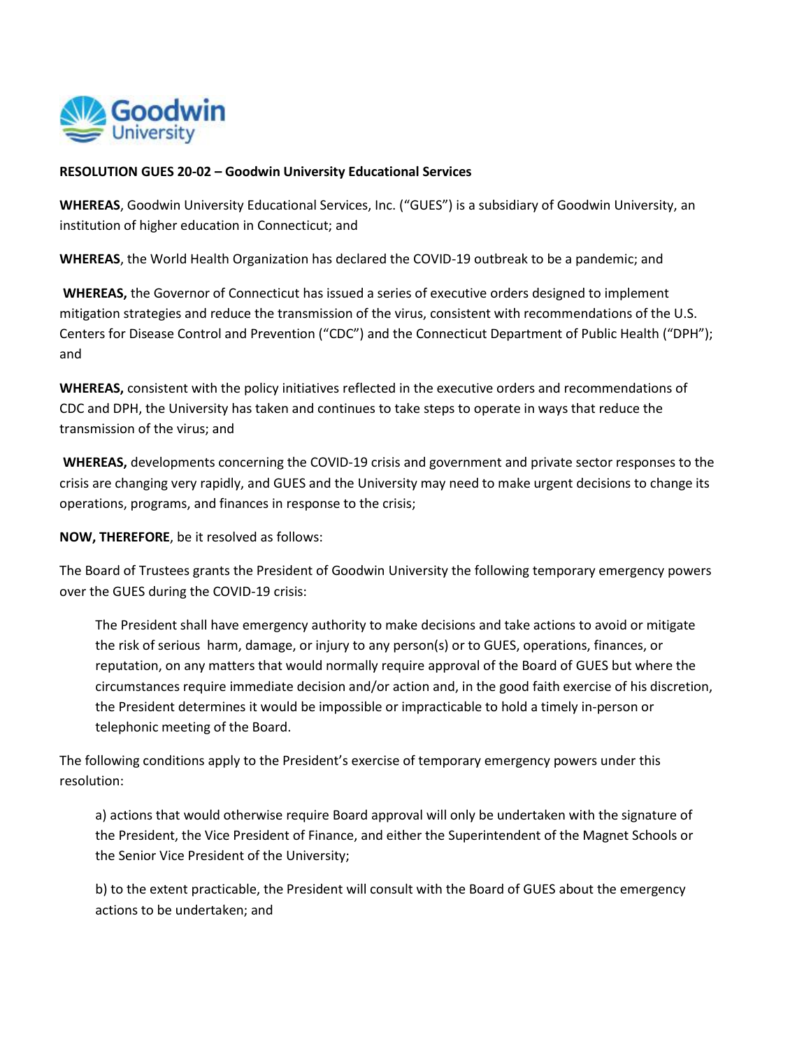**RESOLUTION GUES 20-02 – Goodwin University Educational Services**

**WHEREAS**, Goodwin University Educational Services, Inc. ("GUES") is a subsidiary of Goodwin University, an institution of higher education in Connecticut; and

**WHEREAS**, the World Health Organization has declared the COVID-19 outbreak to be a pandemic; and

**WHEREAS,** the Governor of Connecticut has issued a series of executive orders designed to implement mitigation strategies and reduce the transmission of the virus, consistent with recommendations of the U.S. Centers for Disease Control and Prevention ("CDC") and the Connecticut Department of Public Health ("DPH"); and

**WHEREAS,** consistent with the policy initiatives reflected in the executive orders and recommendations of CDC and DPH, the University has taken and continues to take steps to operate in ways that reduce the transmission of the virus; and

**WHEREAS,** developments concerning the COVID-19 crisis and government and private sector responses to the crisis are changing very rapidly, and GUES and the University may need to make urgent decisions to change its operations, programs, and finances in response to the crisis;

**NOW, THEREFORE**, be it resolved as follows:

The Board of Trustees grants the President of Goodwin University the following temporary emergency powers over the GUES during the COVID-19 crisis:

> The President shall have emergency authority to make decisions and take actions to avoid or mitigate the risk of serious harm, damage, or injury to any person(s) or to GUES, operations, finances, or reputation, on any matters that would normally require approval of the Board of GUES but where the circumstances require immediate decision and/or action and, in the good faith exercise of his discretion, the President determines it would be impossible or impracticable to hold a timely in-person or telephonic meeting of the Board.

The following conditions apply to the President's exercise of temporary emergency powers under this resolution:

> a) actions that would otherwise require Board approval will only be undertaken with the signature of the President, the Vice President of Finance, and either the Superintendent of the Magnet Schools or the Senior Vice President of the University;
>
> b) to the extent practicable, the President will consult with the Board of GUES about the emergency actions to be undertaken; and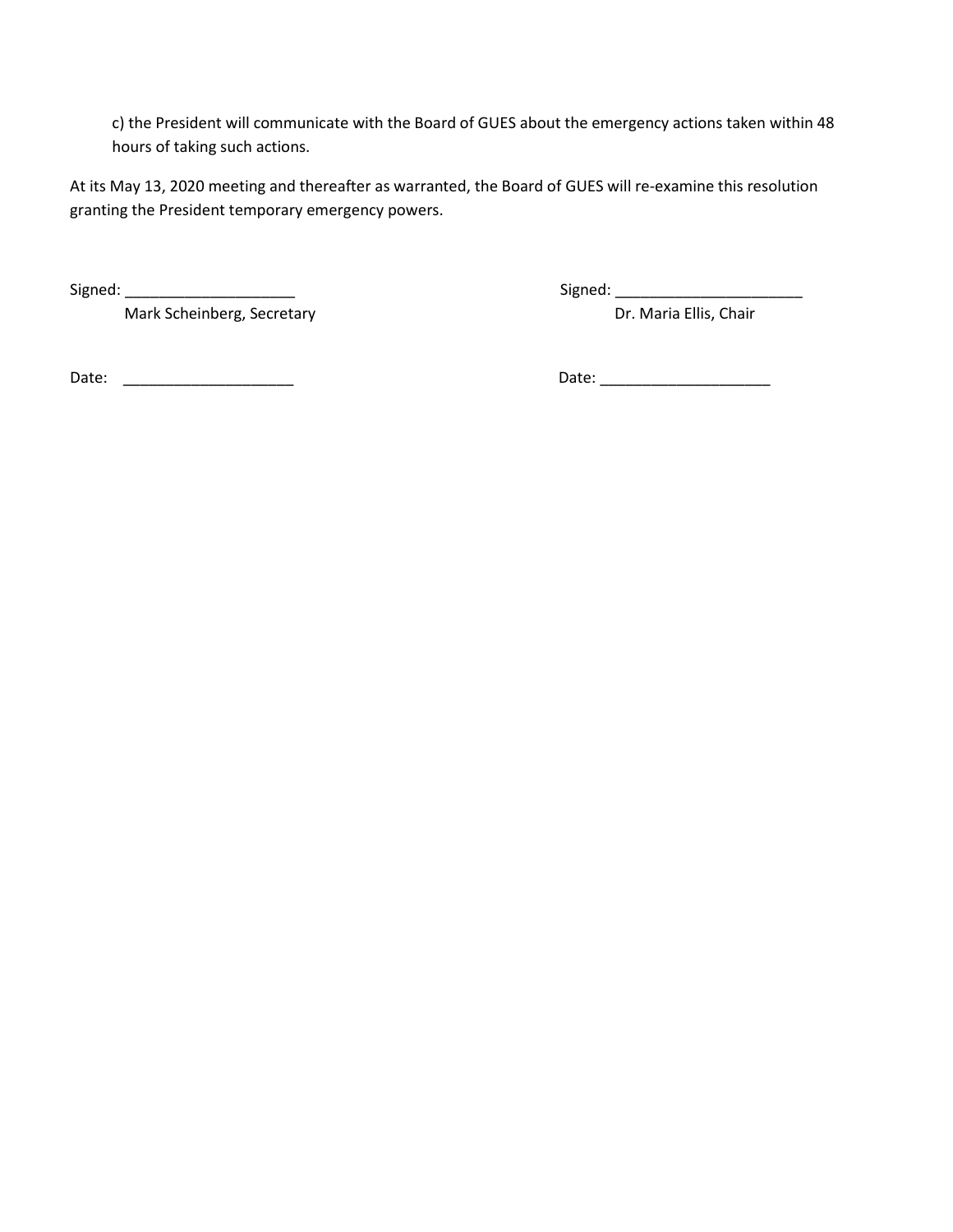c) the President will communicate with the Board of GUES about the emergency actions taken within 48 hours of taking such actions.

At its May 13, 2020 meeting and thereafter as warranted, the Board of GUES will re-examine this resolution granting the President temporary emergency powers.

Signed: ____________________
Mark Scheinberg, Secretary

Date: ____________________

Signed: ______________________
Dr. Maria Ellis, Chair

Date: ____________________